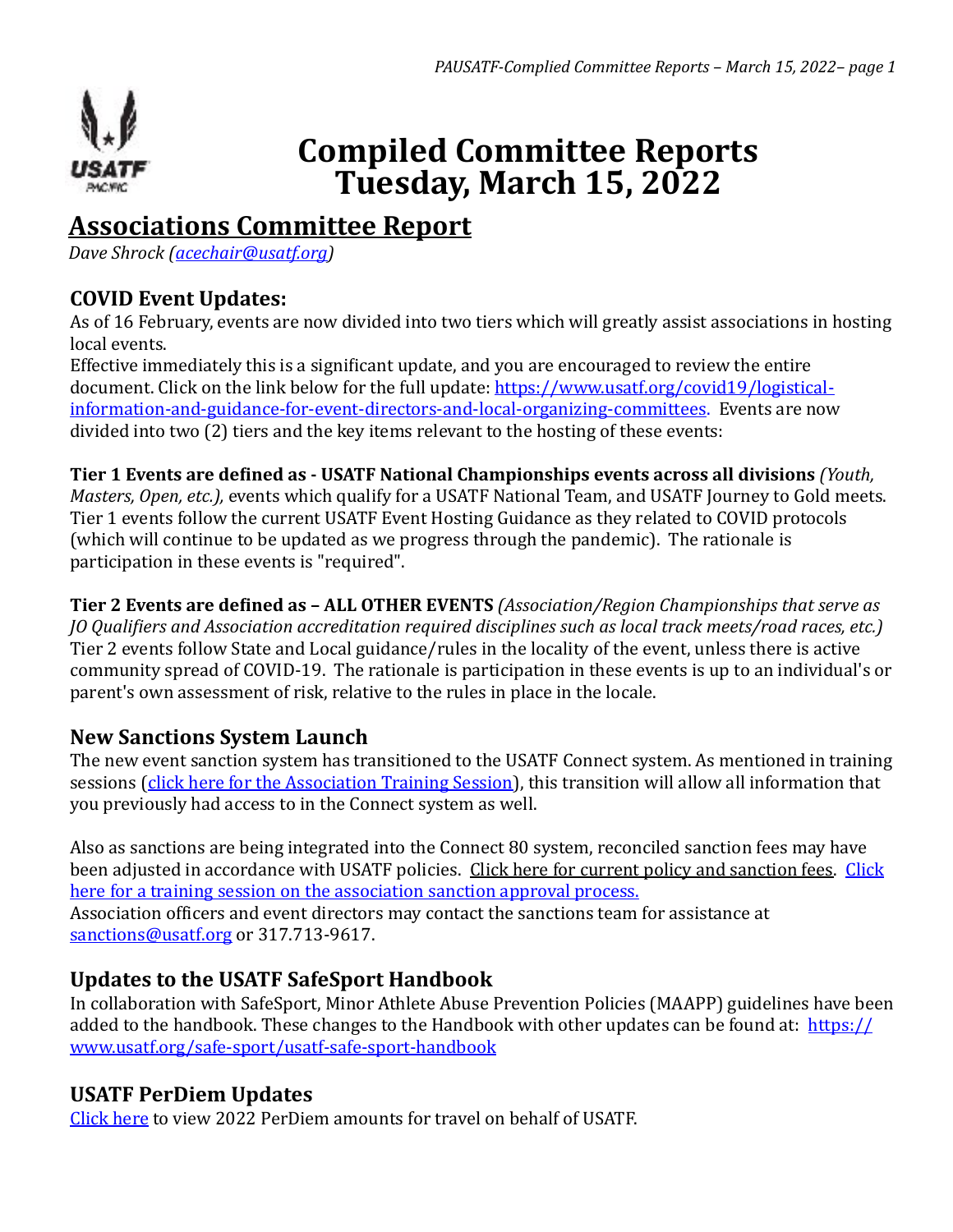# Compiled Committee Reports
# Tuesday, March 15, 2022

## Associations Committee Report

*Dave Shrock ([acechair@usatf.org](mailto:acechair@usatf.org))*

### COVID Event Updates:

As of 16 February, events are now divided into two tiers which will greatly assist associations in hosting local events.

Effective immediately this is a significant update, and you are encouraged to review the entire document. Click on the link below for the full update: [https://www.usatf.org/covid19/logistical-information-and-guidance-for-event-directors-and-local-organizing-committees](https://www.usatf.org/covid19/logistical-information-and-guidance-for-event-directors-and-local-organizing-committees). Events are now divided into two (2) tiers and the key items relevant to the hosting of these events:

**Tier 1 Events are defined as - USATF National Championships events across all divisions** *(Youth, Masters, Open, etc.),* events which qualify for a USATF National Team, and USATF Journey to Gold meets. Tier 1 events follow the current USATF Event Hosting Guidance as they related to COVID protocols (which will continue to be updated as we progress through the pandemic). The rationale is participation in these events is "required".

**Tier 2 Events are defined as – ALL OTHER EVENTS** *(Association/Region Championships that serve as JO Qualifiers and Association accreditation required disciplines such as local track meets/road races, etc.)* Tier 2 events follow State and Local guidance/rules in the locality of the event, unless there is active community spread of COVID-19. The rationale is participation in these events is up to an individual's or parent's own assessment of risk, relative to the rules in place in the locale.

### New Sanctions System Launch

The new event sanction system has transitioned to the USATF Connect system. As mentioned in training sessions (click here for the Association Training Session), this transition will allow all information that you previously had access to in the Connect system as well.

Also as sanctions are being integrated into the Connect 80 system, reconciled sanction fees may have been adjusted in accordance with USATF policies. Click here for current policy and sanction fees. Click here for a training session on the association sanction approval process.

Association officers and event directors may contact the sanctions team for assistance at [sanctions@usatf.org](mailto:sanctions@usatf.org) or 317.713-9617.

### Updates to the USATF SafeSport Handbook

In collaboration with SafeSport, Minor Athlete Abuse Prevention Policies (MAAPP) guidelines have been added to the handbook. These changes to the Handbook with other updates can be found at: [https://www.usatf.org/safe-sport/usatf-safe-sport-handbook](https://www.usatf.org/safe-sport/usatf-safe-sport-handbook)

### USATF PerDiem Updates

Click here to view 2022 PerDiem amounts for travel on behalf of USATF.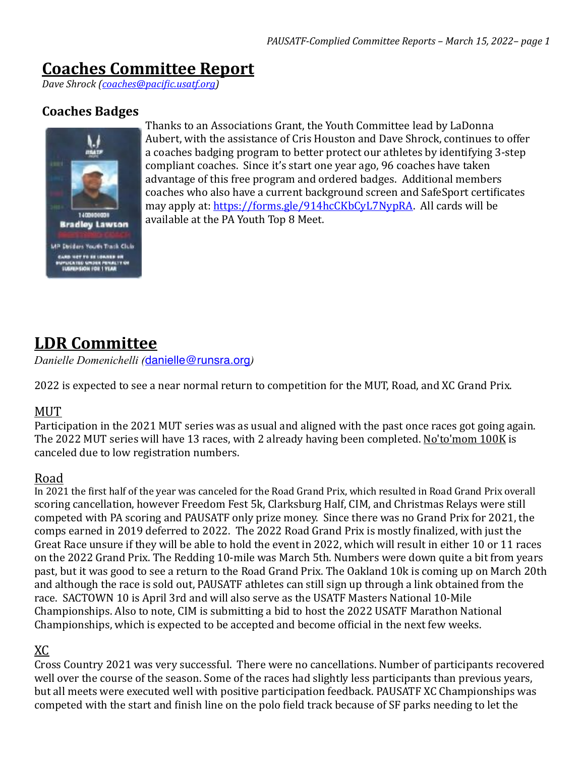# Coaches Committee Report

*Dave Shrock (coaches@pacific.usatf.org)*

### Coaches Badges

Thanks to an Associations Grant, the Youth Committee lead by LaDonna Aubert, with the assistance of Cris Houston and Dave Shrock, continues to offer a coaches badging program to better protect our athletes by identifying 3-step compliant coaches. Since it's start one year ago, 96 coaches have taken advantage of this free program and ordered badges. Additional members coaches who also have a current background screen and SafeSport certificates may apply at: https://forms.gle/914hcCKbCyL7NypRA. All cards will be available at the PA Youth Top 8 Meet.

# LDR Committee

*Danielle Domenichelli (danielle@runsra.org)*

2022 is expected to see a near normal return to competition for the MUT, Road, and XC Grand Prix.

## MUT

Participation in the 2021 MUT series was as usual and aligned with the past once races got going again. The 2022 MUT series will have 13 races, with 2 already having been completed. No'to'mom 100K is canceled due to low registration numbers.

## Road

In 2021 the first half of the year was canceled for the Road Grand Prix, which resulted in Road Grand Prix overall scoring cancellation, however Freedom Fest 5k, Clarksburg Half, CIM, and Christmas Relays were still competed with PA scoring and PAUSATF only prize money. Since there was no Grand Prix for 2021, the comps earned in 2019 deferred to 2022. The 2022 Road Grand Prix is mostly finalized, with just the Great Race unsure if they will be able to hold the event in 2022, which will result in either 10 or 11 races on the 2022 Grand Prix. The Redding 10-mile was March 5th. Numbers were down quite a bit from years past, but it was good to see a return to the Road Grand Prix. The Oakland 10k is coming up on March 20th and although the race is sold out, PAUSATF athletes can still sign up through a link obtained from the race. SACTOWN 10 is April 3rd and will also serve as the USATF Masters National 10-Mile Championships. Also to note, CIM is submitting a bid to host the 2022 USATF Marathon National Championships, which is expected to be accepted and become official in the next few weeks.

## XC

Cross Country 2021 was very successful. There were no cancellations. Number of participants recovered well over the course of the season. Some of the races had slightly less participants than previous years, but all meets were executed well with positive participation feedback. PAUSATF XC Championships was competed with the start and finish line on the polo field track because of SF parks needing to let the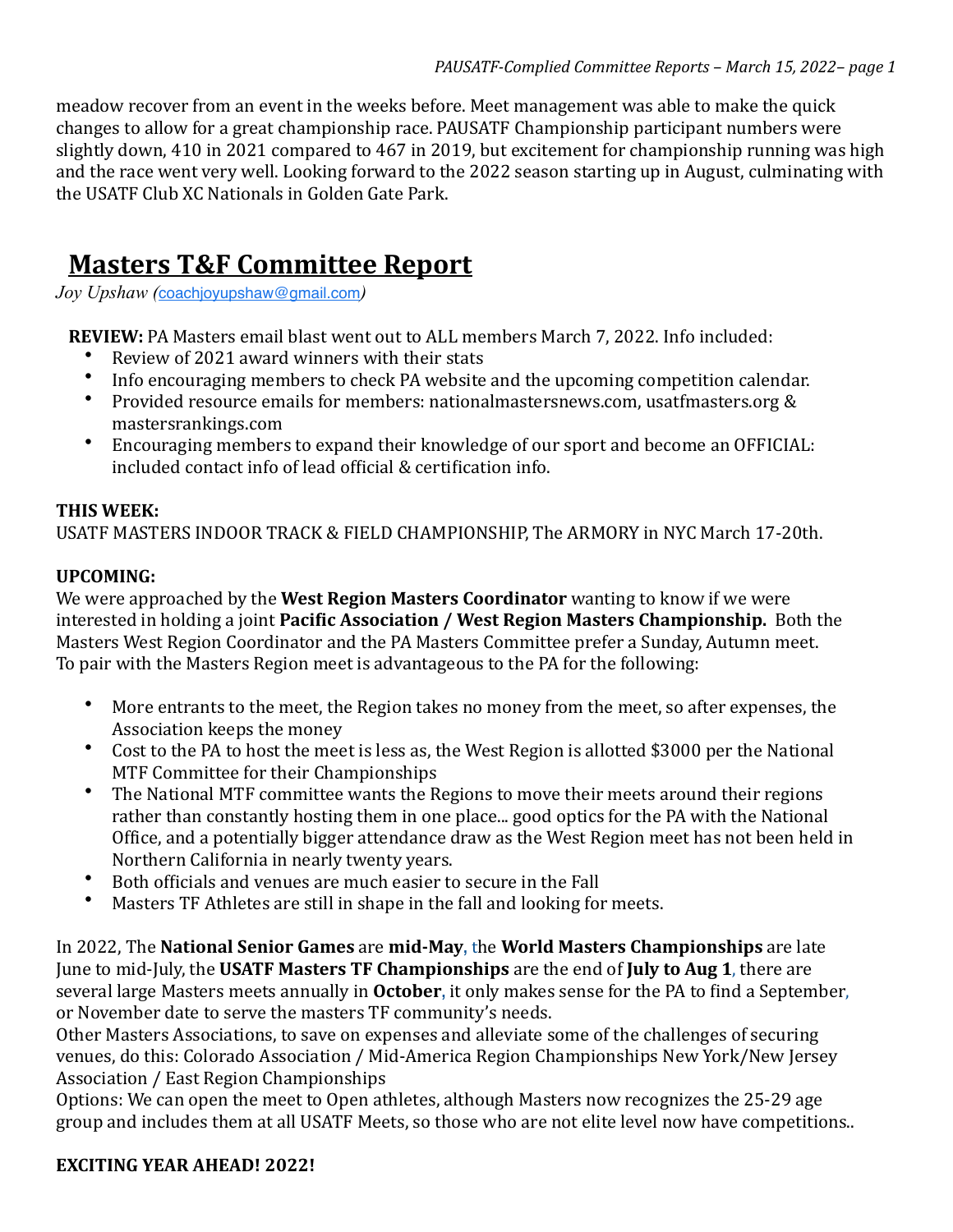meadow recover from an event in the weeks before. Meet management was able to make the quick changes to allow for a great championship race. PAUSATF Championship participant numbers were slightly down, 410 in 2021 compared to 467 in 2019, but excitement for championship running was high and the race went very well. Looking forward to the 2022 season starting up in August, culminating with the USATF Club XC Nationals in Golden Gate Park.

## Masters T&F Committee Report

*Joy Upshaw (coachjoyupshaw@gmail.com)*

**REVIEW:** PA Masters email blast went out to ALL members March 7, 2022. Info included:

- Review of 2021 award winners with their stats
- Info encouraging members to check PA website and the upcoming competition calendar.
- Provided resource emails for members: nationalmastersnews.com, usatfmasters.org & mastersrankings.com
- Encouraging members to expand their knowledge of our sport and become an OFFICIAL: included contact info of lead official & certification info.

**THIS WEEK:**

USATF MASTERS INDOOR TRACK & FIELD CHAMPIONSHIP, The ARMORY in NYC March 17-20th.

**UPCOMING:**

We were approached by the **West Region Masters Coordinator** wanting to know if we were interested in holding a joint **Pacific Association / West Region Masters Championship.** Both the Masters West Region Coordinator and the PA Masters Committee prefer a Sunday, Autumn meet. To pair with the Masters Region meet is advantageous to the PA for the following:

- More entrants to the meet, the Region takes no money from the meet, so after expenses, the Association keeps the money
- Cost to the PA to host the meet is less as, the West Region is allotted $3000 per the National MTF Committee for their Championships
- The National MTF committee wants the Regions to move their meets around their regions rather than constantly hosting them in one place... good optics for the PA with the National Office, and a potentially bigger attendance draw as the West Region meet has not been held in Northern California in nearly twenty years.
- Both officials and venues are much easier to secure in the Fall
- Masters TF Athletes are still in shape in the fall and looking for meets.

In 2022, The **National Senior Games** are **mid-May**, the **World Masters Championships** are late June to mid-July, the **USATF Masters TF Championships** are the end of **July to Aug 1**, there are several large Masters meets annually in **October**, it only makes sense for the PA to find a September, or November date to serve the masters TF community's needs.

Other Masters Associations, to save on expenses and alleviate some of the challenges of securing venues, do this: Colorado Association / Mid-America Region Championships New York/New Jersey Association / East Region Championships

Options: We can open the meet to Open athletes, although Masters now recognizes the 25-29 age group and includes them at all USATF Meets, so those who are not elite level now have competitions..

**EXCITING YEAR AHEAD! 2022!**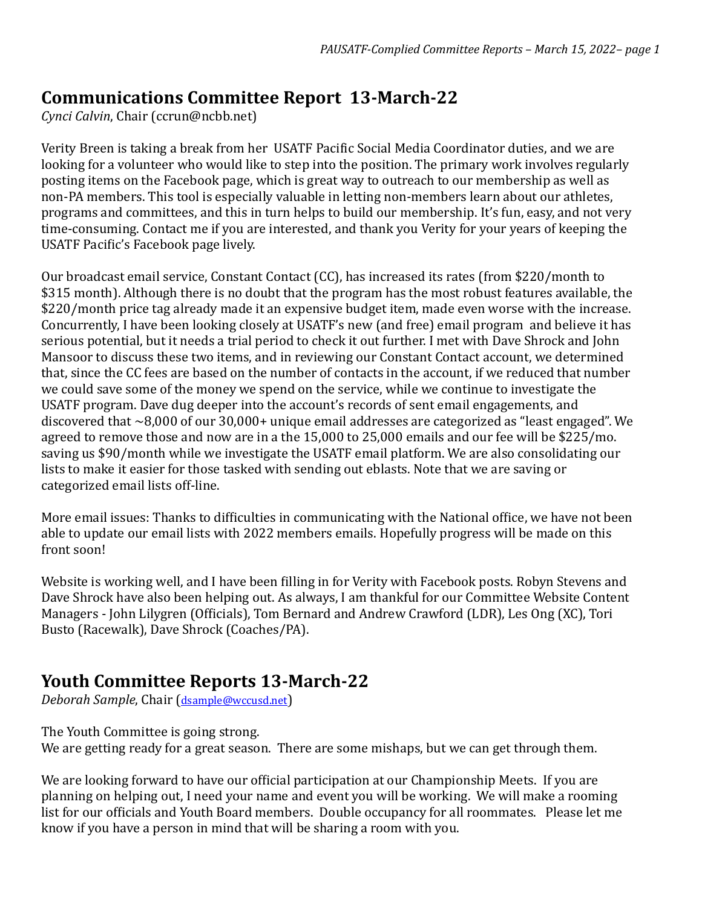## Communications Committee Report 13-March-22

*Cynci Calvin*, Chair (ccrun@ncbb.net)

Verity Breen is taking a break from her USATF Pacific Social Media Coordinator duties, and we are looking for a volunteer who would like to step into the position. The primary work involves regularly posting items on the Facebook page, which is great way to outreach to our membership as well as non-PA members. This tool is especially valuable in letting non-members learn about our athletes, programs and committees, and this in turn helps to build our membership. It's fun, easy, and not very time-consuming. Contact me if you are interested, and thank you Verity for your years of keeping the USATF Pacific's Facebook page lively.

Our broadcast email service, Constant Contact (CC), has increased its rates (from $220/month to $315 month). Although there is no doubt that the program has the most robust features available, the $220/month price tag already made it an expensive budget item, made even worse with the increase. Concurrently, I have been looking closely at USATF's new (and free) email program and believe it has serious potential, but it needs a trial period to check it out further. I met with Dave Shrock and John Mansoor to discuss these two items, and in reviewing our Constant Contact account, we determined that, since the CC fees are based on the number of contacts in the account, if we reduced that number we could save some of the money we spend on the service, while we continue to investigate the USATF program. Dave dug deeper into the account's records of sent email engagements, and discovered that ~8,000 of our 30,000+ unique email addresses are categorized as "least engaged". We agreed to remove those and now are in a the 15,000 to 25,000 emails and our fee will be $225/mo. saving us $90/month while we investigate the USATF email platform. We are also consolidating our lists to make it easier for those tasked with sending out eblasts. Note that we are saving or categorized email lists off-line.

More email issues: Thanks to difficulties in communicating with the National office, we have not been able to update our email lists with 2022 members emails. Hopefully progress will be made on this front soon!

Website is working well, and I have been filling in for Verity with Facebook posts. Robyn Stevens and Dave Shrock have also been helping out. As always, I am thankful for our Committee Website Content Managers - John Lilygren (Officials), Tom Bernard and Andrew Crawford (LDR), Les Ong (XC), Tori Busto (Racewalk), Dave Shrock (Coaches/PA).

## Youth Committee Reports 13-March-22

*Deborah Sample*, Chair (dsample@wccusd.net)

The Youth Committee is going strong.
We are getting ready for a great season. There are some mishaps, but we can get through them.

We are looking forward to have our official participation at our Championship Meets. If you are planning on helping out, I need your name and event you will be working. We will make a rooming list for our officials and Youth Board members. Double occupancy for all roommates. Please let me know if you have a person in mind that will be sharing a room with you.